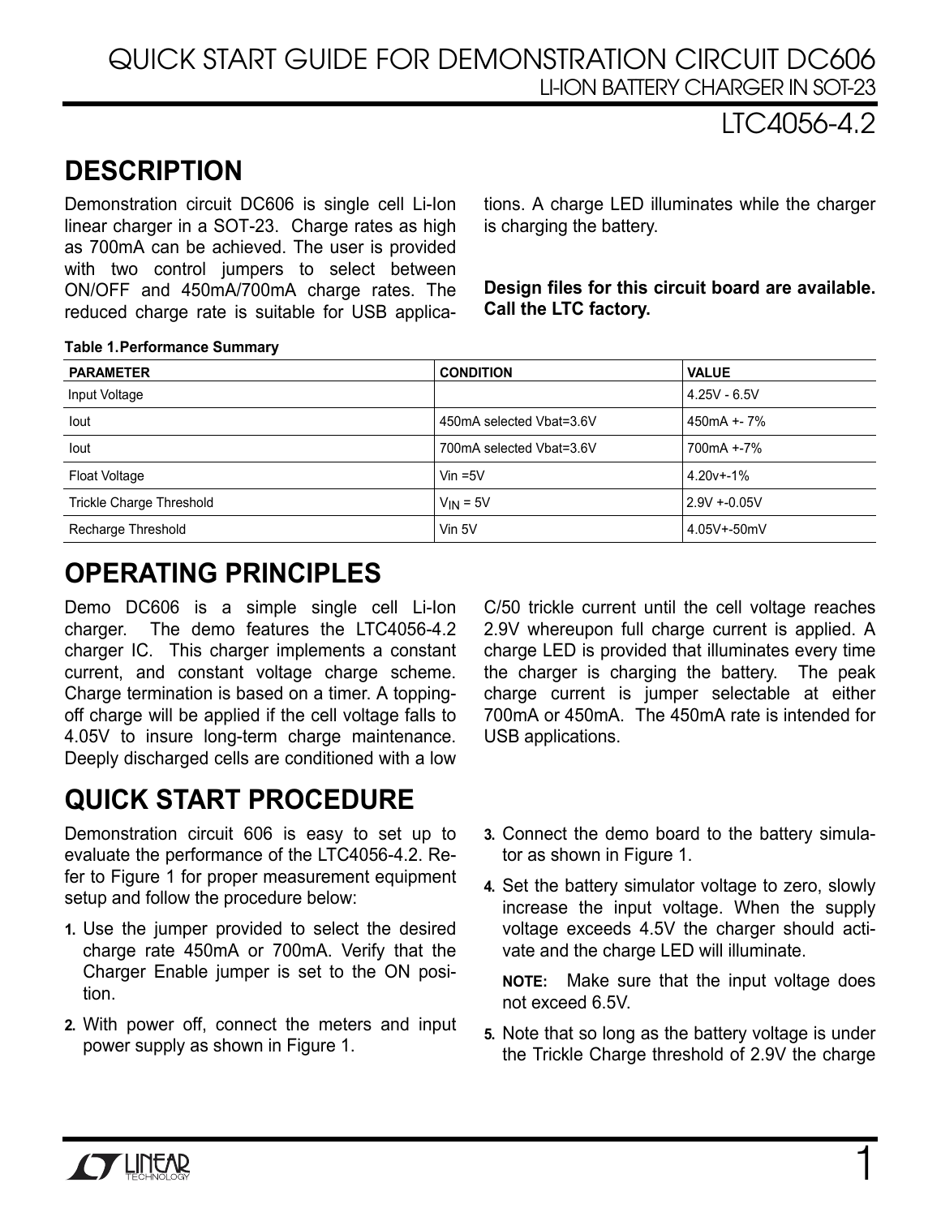# QUICK START GUIDE FOR DEMONSTRATION CIRCUIT DC606

## LI-ION BATTERY CHARGER IN SOT-23

## LTC4056-4.2

## DESCRIPTION

Demonstration circuit DC606 is single cell Li-Ion linear charger in a SOT-23. Charge rates as high as 700mA can be achieved. The user is provided with two control jumpers to select between ON/OFF and 450mA/700mA charge rates. The reduced charge rate is suitable for USB applications. A charge LED illuminates while the charger is charging the battery.

**Design files for this circuit board are available. Call the LTC factory.**

**Table 1.Performance Summary**

| PARAMETER | CONDITION | VALUE |
|---|---|---|
| Input Voltage | | 4.25V - 6.5V |
| Iout | 450mA selected Vbat=3.6V | 450mA +- 7% |
| Iout | 700mA selected Vbat=3.6V | 700mA +-7% |
| Float Voltage | Vin =5V | 4.20v+-1% |
| Trickle Charge Threshold | $V_{IN}$ = 5V | 2.9V +-0.05V |
| Recharge Threshold | Vin 5V | 4.05V+-50mV |

## OPERATING PRINCIPLES

Demo DC606 is a simple single cell Li-Ion charger. The demo features the LTC4056-4.2 charger IC. This charger implements a constant current, and constant voltage charge scheme. Charge termination is based on a timer. A topping-off charge will be applied if the cell voltage falls to 4.05V to insure long-term charge maintenance. Deeply discharged cells are conditioned with a low C/50 trickle current until the cell voltage reaches 2.9V whereupon full charge current is applied. A charge LED is provided that illuminates every time the charger is charging the battery. The peak charge current is jumper selectable at either 700mA or 450mA. The 450mA rate is intended for USB applications.

## QUICK START PROCEDURE

Demonstration circuit 606 is easy to set up to evaluate the performance of the LTC4056-4.2. Refer to Figure 1 for proper measurement equipment setup and follow the procedure below:

1. Use the jumper provided to select the desired charge rate 450mA or 700mA. Verify that the Charger Enable jumper is set to the ON position.
2. With power off, connect the meters and input power supply as shown in Figure 1.
3. Connect the demo board to the battery simulator as shown in Figure 1.
4. Set the battery simulator voltage to zero, slowly increase the input voltage. When the supply voltage exceeds 4.5V the charger should activate and the charge LED will illuminate.

   **NOTE:** Make sure that the input voltage does not exceed 6.5V.
5. Note that so long as the battery voltage is under the Trickle Charge threshold of 2.9V the charge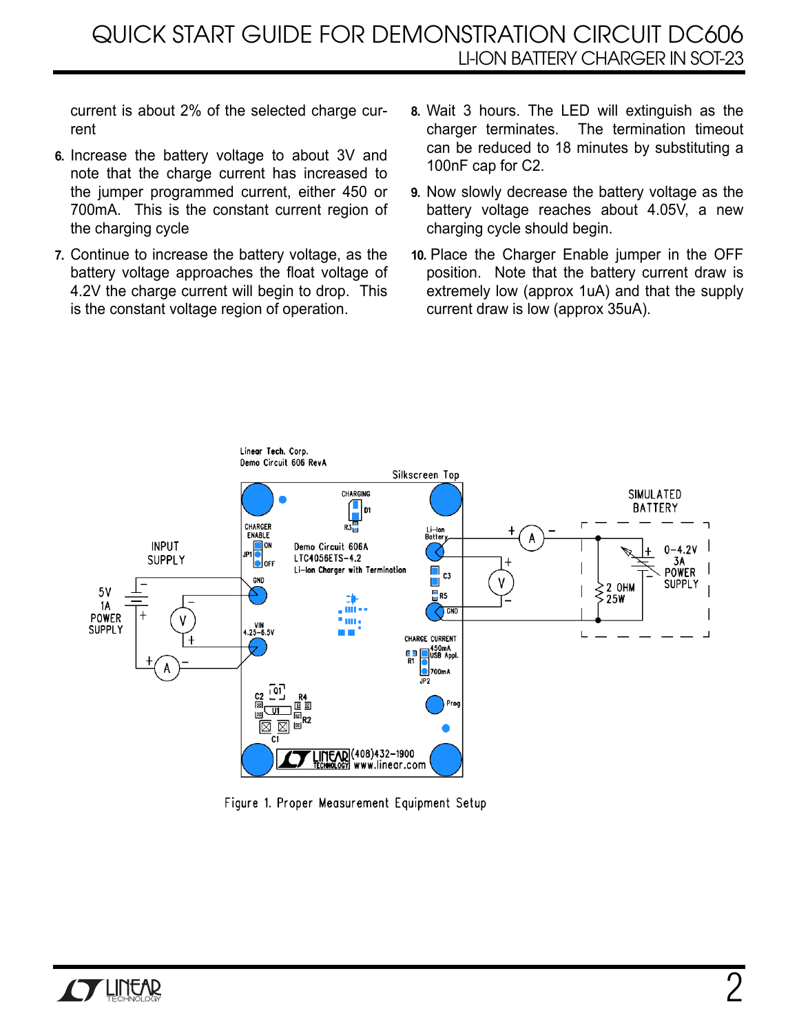current is about 2% of the selected charge current

6. Increase the battery voltage to about 3V and note that the charge current has increased to the jumper programmed current, either 450 or 700mA. This is the constant current region of the charging cycle

7. Continue to increase the battery voltage, as the battery voltage approaches the float voltage of 4.2V the charge current will begin to drop. This is the constant voltage region of operation.

8. Wait 3 hours. The LED will extinguish as the charger terminates. The termination timeout can be reduced to 18 minutes by substituting a 100nF cap for C2.

9. Now slowly decrease the battery voltage as the battery voltage reaches about 4.05V, a new charging cycle should begin.

10. Place the Charger Enable jumper in the OFF position. Note that the battery current draw is extremely low (approx 1uA) and that the supply current draw is low (approx 35uA).

Figure 1. Proper Measurement Equipment Setup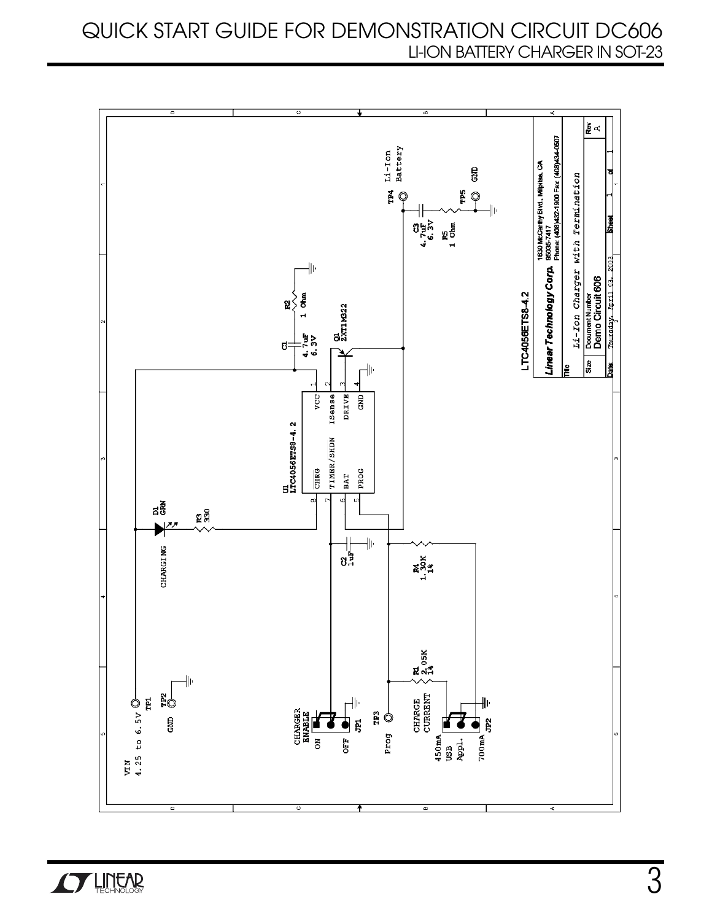LI-ION BATTERY CHARGER IN SOT-23

VIN
4.25 to 6.5V

TP1

TP2
GND

D1
GRN

CHARGING

R3
330

U1
LTC4056ETS8-4.2

CHRG
TIMER/SHDN
BAT
PROG

VCC
ISense
DRIVE
GND

8
7
6
5

1
2
3
4

C1
4.7uF
6.3V

R2
1 Ohm

Q1
ZXT1M322

TP4
Li-Ion
Battery

C3
4.7uF
6.3V

R5
1 Ohm

TP5
GND

C2
1uF

R4
1.30K
1%

R1
2.05K
1%

CHARGER
ENABLE
ON
OFF
JP1

TP3
Prog

CHARGE
CURRENT
450mA
USB
Appl.
700mA
JP2

LTC4056ETS8-4.2

Linear Technology Corp.
1630 McCarthy Blvd., Milpitas, CA
95035-7417
Phone: (408)432-1900 Fax: (408)434-0507

Title
Li-Ion Charger with Termination

Size
Document Number
Demo Circuit 606

Rev
A

Date: Thursday, April 03, 2003
Sheet 1 of 1